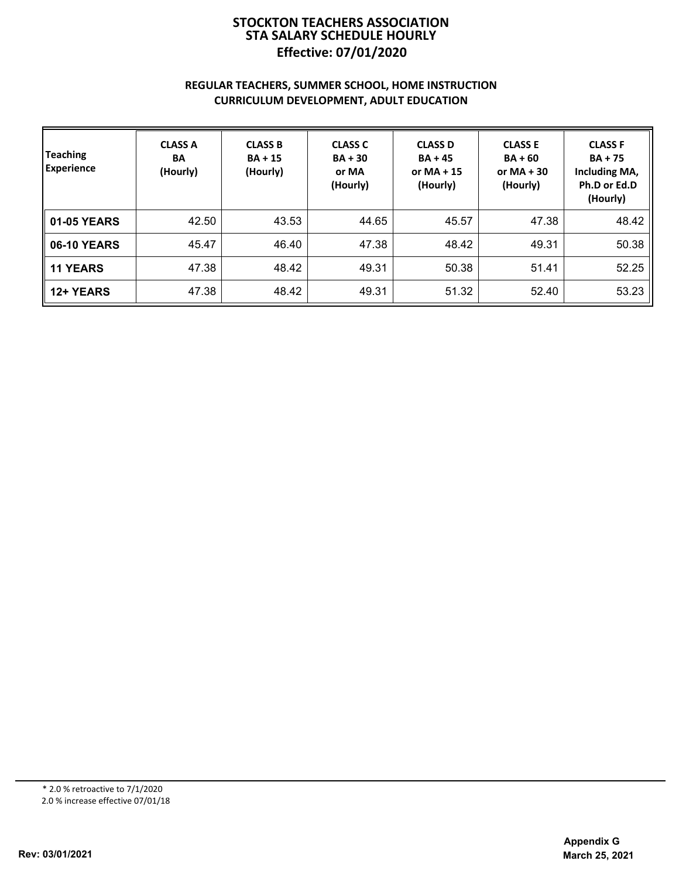# STOCKTON TEACHERS ASSOCIATION
## STA SALARY SCHEDULE HOURLY
### Effective: 07/01/2020

**REGULAR TEACHERS, SUMMER SCHOOL, HOME INSTRUCTION**
**CURRICULUM DEVELOPMENT, ADULT EDUCATION**

| Teaching Experience | CLASS A BA (Hourly) | CLASS B BA + 15 (Hourly) | CLASS C BA + 30 or MA (Hourly) | CLASS D BA + 45 or MA + 15 (Hourly) | CLASS E BA + 60 or MA + 30 (Hourly) | CLASS F BA + 75 Including MA, Ph.D or Ed.D (Hourly) |
|---|---|---|---|---|---|---|
| **01-05 YEARS** | 42.50 | 43.53 | 44.65 | 45.57 | 47.38 | 48.42 |
| **06-10 YEARS** | 45.47 | 46.40 | 47.38 | 48.42 | 49.31 | 50.38 |
| **11 YEARS** | 47.38 | 48.42 | 49.31 | 50.38 | 51.41 | 52.25 |
| **12+ YEARS** | 47.38 | 48.42 | 49.31 | 51.32 | 52.40 | 53.23 |

* 2.0 % retroactive to 7/1/2020
2.0 % increase effective 07/01/18

**Rev: 03/01/2021**

**Appendix G**
**March 25, 2021**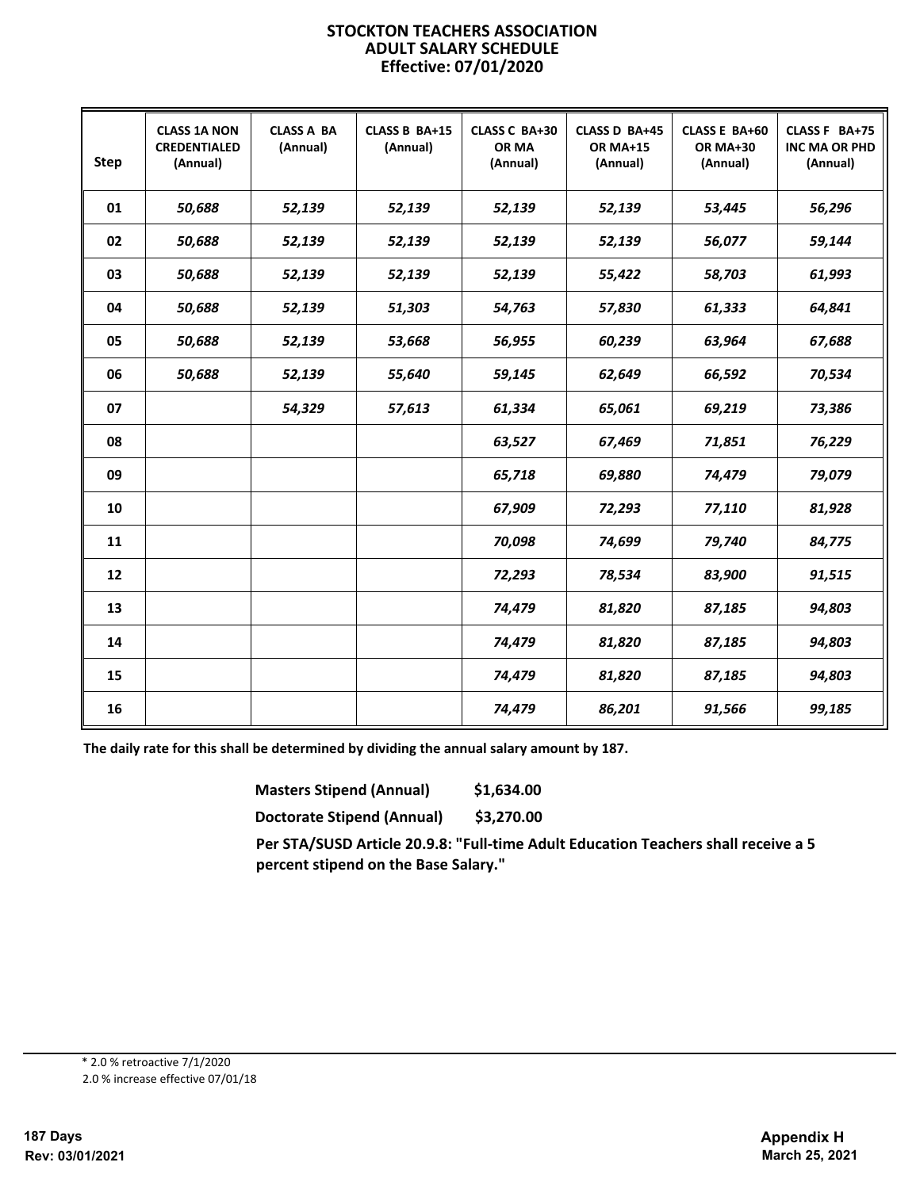# STOCKTON TEACHERS ASSOCIATION
## ADULT SALARY SCHEDULE
### Effective: 07/01/2020

| Step | CLASS 1A NON CREDENTIALED (Annual) | CLASS A BA (Annual) | CLASS B BA+15 (Annual) | CLASS C BA+30 OR MA (Annual) | CLASS D BA+45 OR MA+15 (Annual) | CLASS E BA+60 OR MA+30 (Annual) | CLASS F BA+75 INC MA OR PHD (Annual) |
|---|---|---|---|---|---|---|---|
| 01 | *50,688* | *52,139* | *52,139* | *52,139* | *52,139* | *53,445* | *56,296* |
| 02 | *50,688* | *52,139* | *52,139* | *52,139* | *52,139* | *56,077* | *59,144* |
| 03 | *50,688* | *52,139* | *52,139* | *52,139* | *55,422* | *58,703* | *61,993* |
| 04 | *50,688* | *52,139* | *51,303* | *54,763* | *57,830* | *61,333* | *64,841* |
| 05 | *50,688* | *52,139* | *53,668* | *56,955* | *60,239* | *63,964* | *67,688* |
| 06 | *50,688* | *52,139* | *55,640* | *59,145* | *62,649* | *66,592* | *70,534* |
| 07 | | *54,329* | *57,613* | *61,334* | *65,061* | *69,219* | *73,386* |
| 08 | | | | *63,527* | *67,469* | *71,851* | *76,229* |
| 09 | | | | *65,718* | *69,880* | *74,479* | *79,079* |
| 10 | | | | *67,909* | *72,293* | *77,110* | *81,928* |
| 11 | | | | *70,098* | *74,699* | *79,740* | *84,775* |
| 12 | | | | *72,293* | *78,534* | *83,900* | *91,515* |
| 13 | | | | *74,479* | *81,820* | *87,185* | *94,803* |
| 14 | | | | *74,479* | *81,820* | *87,185* | *94,803* |
| 15 | | | | *74,479* | *81,820* | *87,185* | *94,803* |
| 16 | | | | *74,479* | *86,201* | *91,566* | *99,185* |

**The daily rate for this shall be determined by dividing the annual salary amount by 187.**

**Masters Stipend (Annual) $1,634.00**

**Doctorate Stipend (Annual) $3,270.00**

**Per STA/SUSD Article 20.9.8: "Full-time Adult Education Teachers shall receive a 5 percent stipend on the Base Salary."**

---

* 2.0 % retroactive 7/1/2020
2.0 % increase effective 07/01/18

**187 Days**
**Rev: 03/01/2021**

**Appendix H**
**March 25, 2021**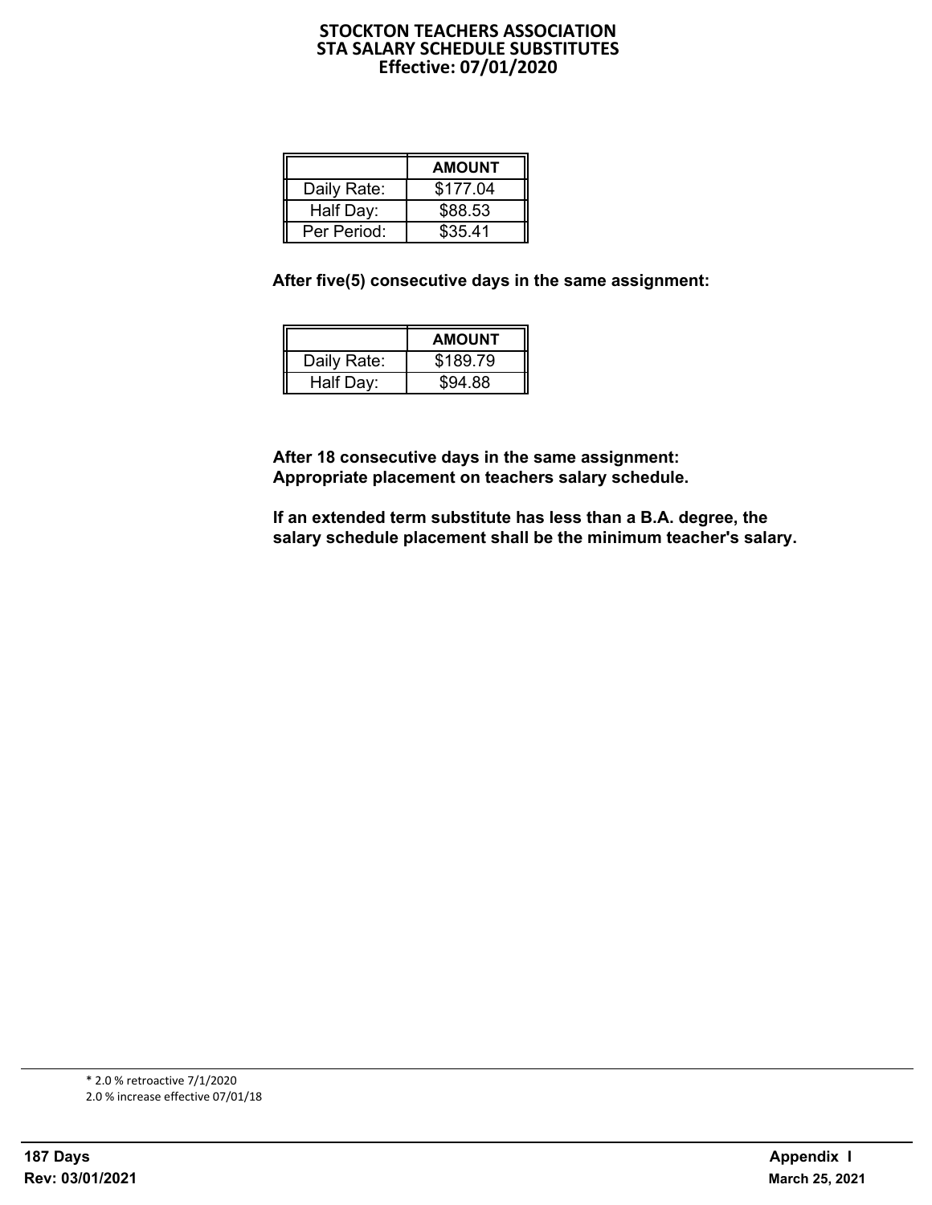# STOCKTON TEACHERS ASSOCIATION
## STA SALARY SCHEDULE SUBSTITUTES
### Effective: 07/01/2020

| | AMOUNT |
|---|---|
| Daily Rate: | $177.04 |
| Half Day: | $88.53 |
| Per Period: | $35.41 |

**After five(5) consecutive days in the same assignment:**

| | AMOUNT |
|---|---|
| Daily Rate: | $189.79 |
| Half Day: | $94.88 |

**After 18 consecutive days in the same assignment:**
**Appropriate placement on teachers salary schedule.**

**If an extended term substitute has less than a B.A. degree, the salary schedule placement shall be the minimum teacher's salary.**

* 2.0 % retroactive 7/1/2020
2.0 % increase effective 07/01/18

**187 Days**
**Rev: 03/01/2021**

**Appendix I**
**March 25, 2021**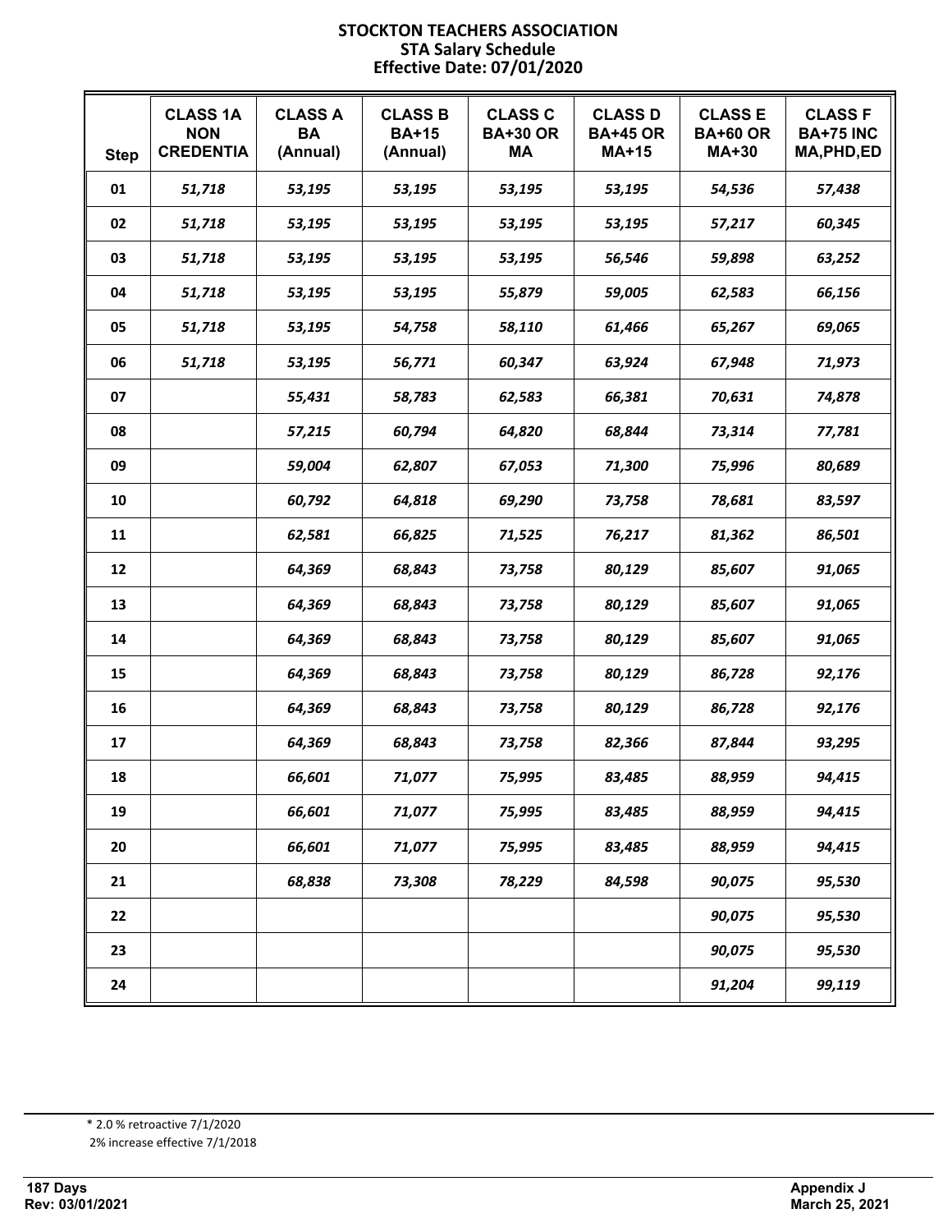# STOCKTON TEACHERS ASSOCIATION
## STA Salary Schedule
### Effective Date: 07/01/2020

| Step | CLASS 1A NON CREDENTIA | CLASS A BA (Annual) | CLASS B BA+15 (Annual) | CLASS C BA+30 OR MA | CLASS D BA+45 OR MA+15 | CLASS E BA+60 OR MA+30 | CLASS F BA+75 INC MA,PHD,ED |
|---|---|---|---|---|---|---|---|
| 01 | *51,718* | *53,195* | *53,195* | *53,195* | *53,195* | *54,536* | *57,438* |
| 02 | *51,718* | *53,195* | *53,195* | *53,195* | *53,195* | *57,217* | *60,345* |
| 03 | *51,718* | *53,195* | *53,195* | *53,195* | *56,546* | *59,898* | *63,252* |
| 04 | *51,718* | *53,195* | *53,195* | *55,879* | *59,005* | *62,583* | *66,156* |
| 05 | *51,718* | *53,195* | *54,758* | *58,110* | *61,466* | *65,267* | *69,065* |
| 06 | *51,718* | *53,195* | *56,771* | *60,347* | *63,924* | *67,948* | *71,973* |
| 07 | | *55,431* | *58,783* | *62,583* | *66,381* | *70,631* | *74,878* |
| 08 | | *57,215* | *60,794* | *64,820* | *68,844* | *73,314* | *77,781* |
| 09 | | *59,004* | *62,807* | *67,053* | *71,300* | *75,996* | *80,689* |
| 10 | | *60,792* | *64,818* | *69,290* | *73,758* | *78,681* | *83,597* |
| 11 | | *62,581* | *66,825* | *71,525* | *76,217* | *81,362* | *86,501* |
| 12 | | *64,369* | *68,843* | *73,758* | *80,129* | *85,607* | *91,065* |
| 13 | | *64,369* | *68,843* | *73,758* | *80,129* | *85,607* | *91,065* |
| 14 | | *64,369* | *68,843* | *73,758* | *80,129* | *85,607* | *91,065* |
| 15 | | *64,369* | *68,843* | *73,758* | *80,129* | *86,728* | *92,176* |
| 16 | | *64,369* | *68,843* | *73,758* | *80,129* | *86,728* | *92,176* |
| 17 | | *64,369* | *68,843* | *73,758* | *82,366* | *87,844* | *93,295* |
| 18 | | *66,601* | *71,077* | *75,995* | *83,485* | *88,959* | *94,415* |
| 19 | | *66,601* | *71,077* | *75,995* | *83,485* | *88,959* | *94,415* |
| 20 | | *66,601* | *71,077* | *75,995* | *83,485* | *88,959* | *94,415* |
| 21 | | *68,838* | *73,308* | *78,229* | *84,598* | *90,075* | *95,530* |
| 22 | | | | | | *90,075* | *95,530* |
| 23 | | | | | | *90,075* | *95,530* |
| 24 | | | | | | *91,204* | *99,119* |

* 2.0 % retroactive 7/1/2020
2% increase effective 7/1/2018

**187 Days**
**Rev: 03/01/2021**

**Appendix J**
**March 25, 2021**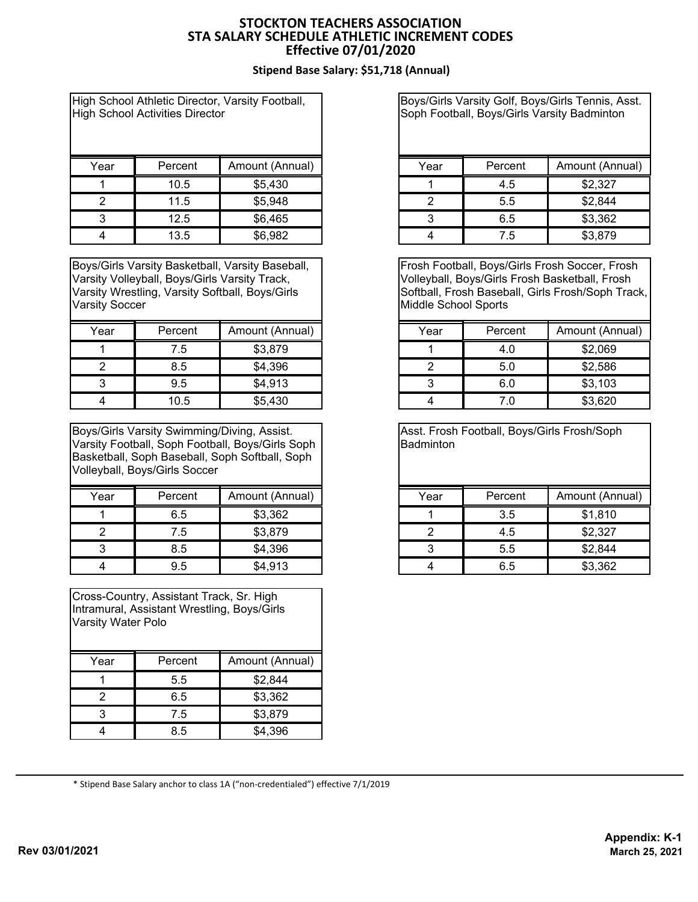# STOCKTON TEACHERS ASSOCIATION
## STA SALARY SCHEDULE ATHLETIC INCREMENT CODES
### Effective 07/01/2020

**Stipend Base Salary: $51,718 (Annual)**

**High School Athletic Director, Varsity Football, High School Activities Director**

| Year | Percent | Amount (Annual) |
|---|---|---|
| 1 | 10.5 | $5,430 |
| 2 | 11.5 | $5,948 |
| 3 | 12.5 | $6,465 |
| 4 | 13.5 | $6,982 |

**Boys/Girls Varsity Basketball, Varsity Baseball, Varsity Volleyball, Boys/Girls Varsity Track, Varsity Wrestling, Varsity Softball, Boys/Girls Varsity Soccer**

| Year | Percent | Amount (Annual) |
|---|---|---|
| 1 | 7.5 | $3,879 |
| 2 | 8.5 | $4,396 |
| 3 | 9.5 | $4,913 |
| 4 | 10.5 | $5,430 |

**Boys/Girls Varsity Swimming/Diving, Assist. Varsity Football, Soph Football, Boys/Girls Soph Basketball, Soph Baseball, Soph Softball, Soph Volleyball, Boys/Girls Soccer**

| Year | Percent | Amount (Annual) |
|---|---|---|
| 1 | 6.5 | $3,362 |
| 2 | 7.5 | $3,879 |
| 3 | 8.5 | $4,396 |
| 4 | 9.5 | $4,913 |

**Cross-Country, Assistant Track, Sr. High Intramural, Assistant Wrestling, Boys/Girls Varsity Water Polo**

| Year | Percent | Amount (Annual) |
|---|---|---|
| 1 | 5.5 | $2,844 |
| 2 | 6.5 | $3,362 |
| 3 | 7.5 | $3,879 |
| 4 | 8.5 | $4,396 |

**Boys/Girls Varsity Golf, Boys/Girls Tennis, Asst. Soph Football, Boys/Girls Varsity Badminton**

| Year | Percent | Amount (Annual) |
|---|---|---|
| 1 | 4.5 | $2,327 |
| 2 | 5.5 | $2,844 |
| 3 | 6.5 | $3,362 |
| 4 | 7.5 | $3,879 |

**Frosh Football, Boys/Girls Frosh Soccer, Frosh Volleyball, Boys/Girls Frosh Basketball, Frosh Softball, Frosh Baseball, Girls Frosh/Soph Track, Middle School Sports**

| Year | Percent | Amount (Annual) |
|---|---|---|
| 1 | 4.0 | $2,069 |
| 2 | 5.0 | $2,586 |
| 3 | 6.0 | $3,103 |
| 4 | 7.0 | $3,620 |

**Asst. Frosh Football, Boys/Girls Frosh/Soph Badminton**

| Year | Percent | Amount (Annual) |
|---|---|---|
| 1 | 3.5 | $1,810 |
| 2 | 4.5 | $2,327 |
| 3 | 5.5 | $2,844 |
| 4 | 6.5 | $3,362 |

* Stipend Base Salary anchor to class 1A ("non-credentialed") effective 7/1/2019

Rev 03/01/2021

**Appendix: K-1**
**March 25, 2021**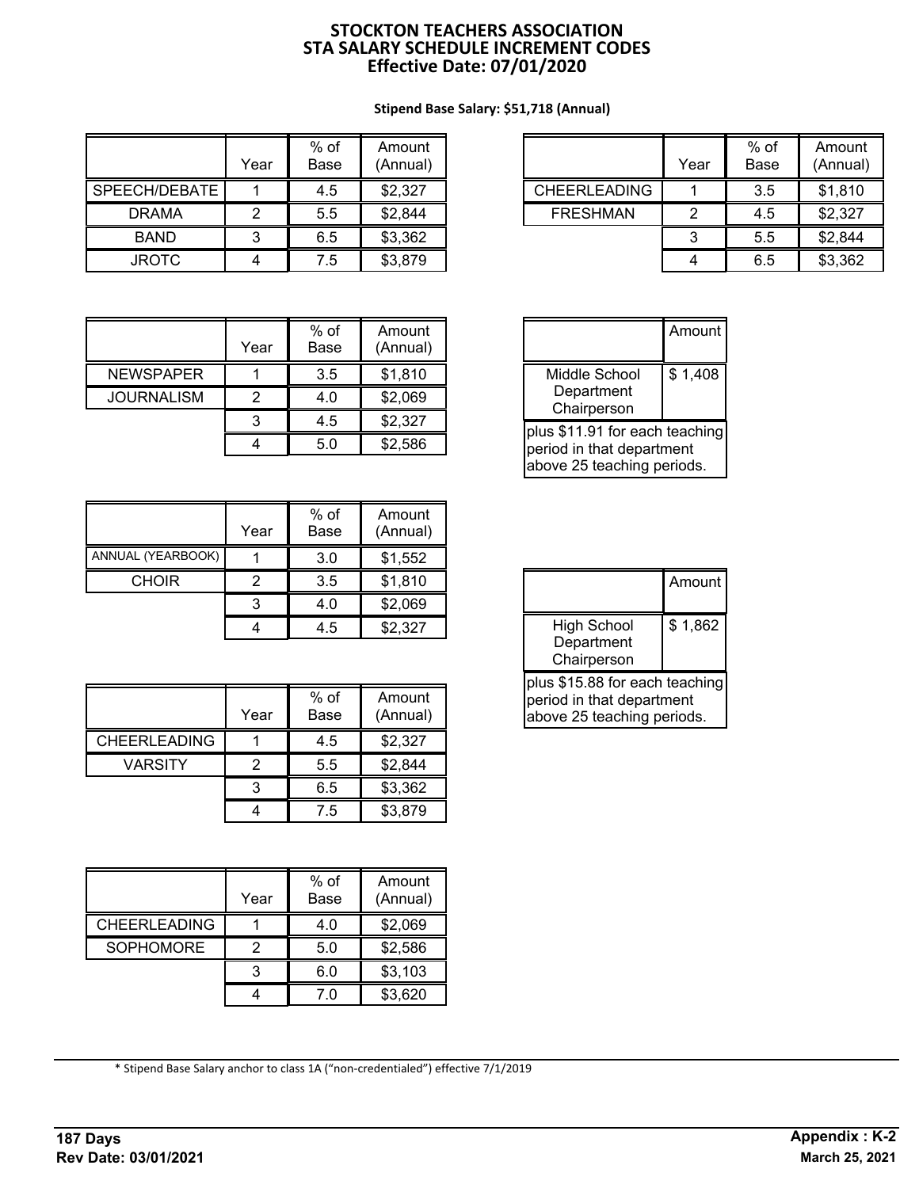# STOCKTON TEACHERS ASSOCIATION
# STA SALARY SCHEDULE INCREMENT CODES
# Effective Date: 07/01/2020

**Stipend Base Salary: $51,718 (Annual)**

| | Year | % of Base | Amount (Annual) |
|---|---|---|---|
| SPEECH/DEBATE | 1 | 4.5 | $2,327 |
| DRAMA | 2 | 5.5 | $2,844 |
| BAND | 3 | 6.5 | $3,362 |
| JROTC | 4 | 7.5 | $3,879 |

| | Year | % of Base | Amount (Annual) |
|---|---|---|---|
| CHEERLEADING | 1 | 3.5 | $1,810 |
| FRESHMAN | 2 | 4.5 | $2,327 |
| | 3 | 5.5 | $2,844 |
| | 4 | 6.5 | $3,362 |

| | Year | % of Base | Amount (Annual) |
|---|---|---|---|
| NEWSPAPER | 1 | 3.5 | $1,810 |
| JOURNALISM | 2 | 4.0 | $2,069 |
| | 3 | 4.5 | $2,327 |
| | 4 | 5.0 | $2,586 |

| | Amount |
|---|---|
| Middle School Department Chairperson | $ 1,408 |

plus $11.91 for each teaching period in that department above 25 teaching periods.

| | Year | % of Base | Amount (Annual) |
|---|---|---|---|
| ANNUAL (YEARBOOK) | 1 | 3.0 | $1,552 |
| CHOIR | 2 | 3.5 | $1,810 |
| | 3 | 4.0 | $2,069 |
| | 4 | 4.5 | $2,327 |

| | Amount |
|---|---|
| High School Department Chairperson | $ 1,862 |

plus $15.88 for each teaching period in that department above 25 teaching periods.

| | Year | % of Base | Amount (Annual) |
|---|---|---|---|
| CHEERLEADING | 1 | 4.5 | $2,327 |
| VARSITY | 2 | 5.5 | $2,844 |
| | 3 | 6.5 | $3,362 |
| | 4 | 7.5 | $3,879 |

| | Year | % of Base | Amount (Annual) |
|---|---|---|---|
| CHEERLEADING | 1 | 4.0 | $2,069 |
| SOPHOMORE | 2 | 5.0 | $2,586 |
| | 3 | 6.0 | $3,103 |
| | 4 | 7.0 | $3,620 |

* Stipend Base Salary anchor to class 1A ("non-credentialed") effective 7/1/2019

**187 Days**
**Rev Date: 03/01/2021**

**Appendix : K-2**
**March 25, 2021**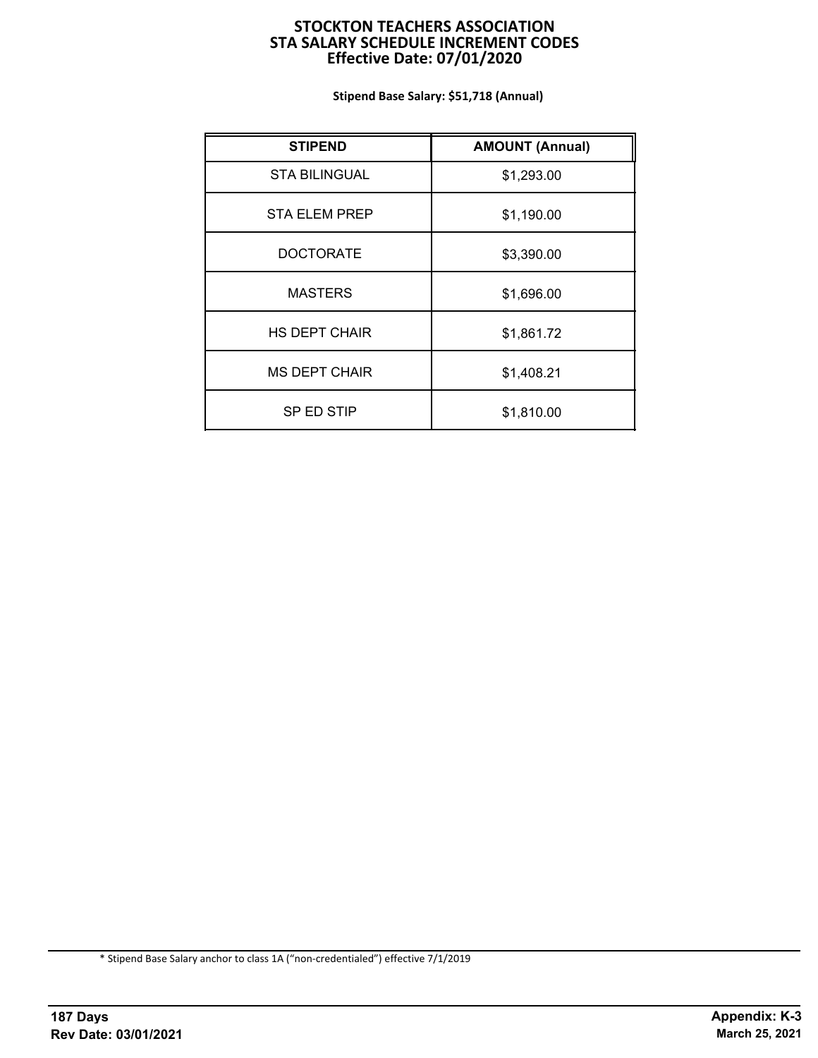# STOCKTON TEACHERS ASSOCIATION
## STA SALARY SCHEDULE INCREMENT CODES
### Effective Date: 07/01/2020

**Stipend Base Salary: $51,718 (Annual)**

| STIPEND | AMOUNT (Annual) |
|---|---|
| STA BILINGUAL | $1,293.00 |
| STA ELEM PREP | $1,190.00 |
| DOCTORATE | $3,390.00 |
| MASTERS | $1,696.00 |
| HS DEPT CHAIR | $1,861.72 |
| MS DEPT CHAIR | $1,408.21 |
| SP ED STIP | $1,810.00 |

* Stipend Base Salary anchor to class 1A (“non-credentialed”) effective 7/1/2019

**187 Days**
**Rev Date: 03/01/2021**

**Appendix: K-3**
**March 25, 2021**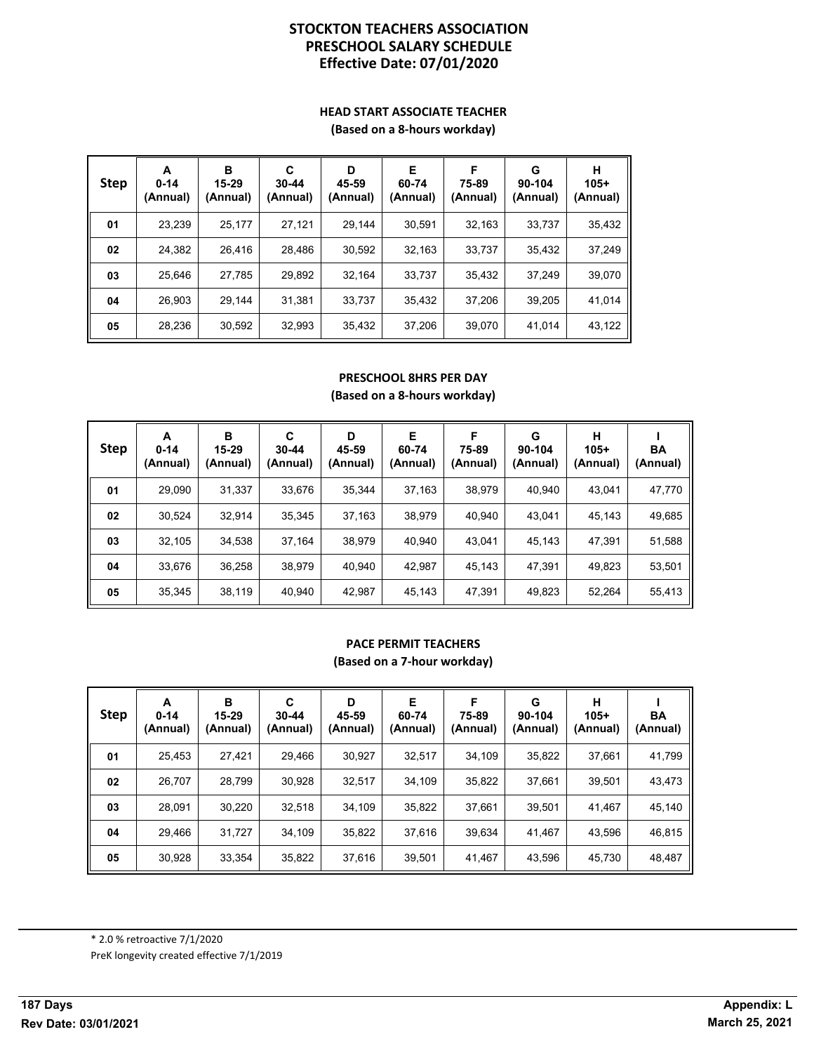# STOCKTON TEACHERS ASSOCIATION
# PRESCHOOL SALARY SCHEDULE
# Effective Date: 07/01/2020

### HEAD START ASSOCIATE TEACHER
**(Based on a 8-hours workday)**

| Step | A 0-14 (Annual) | B 15-29 (Annual) | C 30-44 (Annual) | D 45-59 (Annual) | E 60-74 (Annual) | F 75-89 (Annual) | G 90-104 (Annual) | H 105+ (Annual) |
|---|---|---|---|---|---|---|---|---|
| 01 | 23,239 | 25,177 | 27,121 | 29,144 | 30,591 | 32,163 | 33,737 | 35,432 |
| 02 | 24,382 | 26,416 | 28,486 | 30,592 | 32,163 | 33,737 | 35,432 | 37,249 |
| 03 | 25,646 | 27,785 | 29,892 | 32,164 | 33,737 | 35,432 | 37,249 | 39,070 |
| 04 | 26,903 | 29,144 | 31,381 | 33,737 | 35,432 | 37,206 | 39,205 | 41,014 |
| 05 | 28,236 | 30,592 | 32,993 | 35,432 | 37,206 | 39,070 | 41,014 | 43,122 |

### PRESCHOOL 8HRS PER DAY
**(Based on a 8-hours workday)**

| Step | A 0-14 (Annual) | B 15-29 (Annual) | C 30-44 (Annual) | D 45-59 (Annual) | E 60-74 (Annual) | F 75-89 (Annual) | G 90-104 (Annual) | H 105+ (Annual) | I BA (Annual) |
|---|---|---|---|---|---|---|---|---|---|
| 01 | 29,090 | 31,337 | 33,676 | 35,344 | 37,163 | 38,979 | 40,940 | 43,041 | 47,770 |
| 02 | 30,524 | 32,914 | 35,345 | 37,163 | 38,979 | 40,940 | 43,041 | 45,143 | 49,685 |
| 03 | 32,105 | 34,538 | 37,164 | 38,979 | 40,940 | 43,041 | 45,143 | 47,391 | 51,588 |
| 04 | 33,676 | 36,258 | 38,979 | 40,940 | 42,987 | 45,143 | 47,391 | 49,823 | 53,501 |
| 05 | 35,345 | 38,119 | 40,940 | 42,987 | 45,143 | 47,391 | 49,823 | 52,264 | 55,413 |

### PACE PERMIT TEACHERS
**(Based on a 7-hour workday)**

| Step | A 0-14 (Annual) | B 15-29 (Annual) | C 30-44 (Annual) | D 45-59 (Annual) | E 60-74 (Annual) | F 75-89 (Annual) | G 90-104 (Annual) | H 105+ (Annual) | I BA (Annual) |
|---|---|---|---|---|---|---|---|---|---|
| 01 | 25,453 | 27,421 | 29,466 | 30,927 | 32,517 | 34,109 | 35,822 | 37,661 | 41,799 |
| 02 | 26,707 | 28,799 | 30,928 | 32,517 | 34,109 | 35,822 | 37,661 | 39,501 | 43,473 |
| 03 | 28,091 | 30,220 | 32,518 | 34,109 | 35,822 | 37,661 | 39,501 | 41,467 | 45,140 |
| 04 | 29,466 | 31,727 | 34,109 | 35,822 | 37,616 | 39,634 | 41,467 | 43,596 | 46,815 |
| 05 | 30,928 | 33,354 | 35,822 | 37,616 | 39,501 | 41,467 | 43,596 | 45,730 | 48,487 |

* 2.0 % retroactive 7/1/2020

PreK longevity created effective 7/1/2019

**187 Days**

**Rev Date: 03/01/2021**

**Appendix: L**

**March 25, 2021**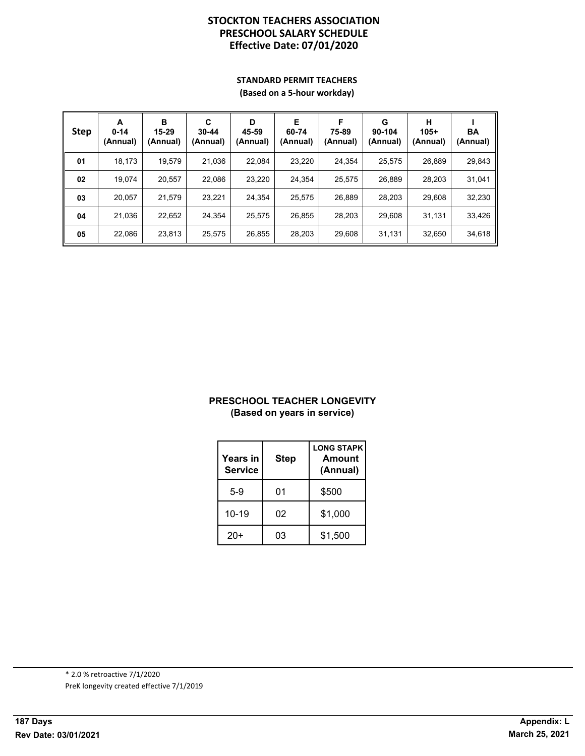# STOCKTON TEACHERS ASSOCIATION
# PRESCHOOL SALARY SCHEDULE
# Effective Date: 07/01/2020

### STANDARD PERMIT TEACHERS
**(Based on a 5-hour workday)**

| Step | A 0-14 (Annual) | B 15-29 (Annual) | C 30-44 (Annual) | D 45-59 (Annual) | E 60-74 (Annual) | F 75-89 (Annual) | G 90-104 (Annual) | H 105+ (Annual) | I BA (Annual) |
|---|---|---|---|---|---|---|---|---|---|
| 01 | 18,173 | 19,579 | 21,036 | 22,084 | 23,220 | 24,354 | 25,575 | 26,889 | 29,843 |
| 02 | 19,074 | 20,557 | 22,086 | 23,220 | 24,354 | 25,575 | 26,889 | 28,203 | 31,041 |
| 03 | 20,057 | 21,579 | 23,221 | 24,354 | 25,575 | 26,889 | 28,203 | 29,608 | 32,230 |
| 04 | 21,036 | 22,652 | 24,354 | 25,575 | 26,855 | 28,203 | 29,608 | 31,131 | 33,426 |
| 05 | 22,086 | 23,813 | 25,575 | 26,855 | 28,203 | 29,608 | 31,131 | 32,650 | 34,618 |

### PRESCHOOL TEACHER LONGEVITY
**(Based on years in service)**

| Years in Service | Step | LONG STAPK Amount (Annual) |
|---|---|---|
| 5-9 | 01 | $500 |
| 10-19 | 02 | $1,000 |
| 20+ | 03 | $1,500 |

* 2.0 % retroactive 7/1/2020

PreK longevity created effective 7/1/2019

**187 Days**

**Rev Date: 03/01/2021**

**Appendix: L**

**March 25, 2021**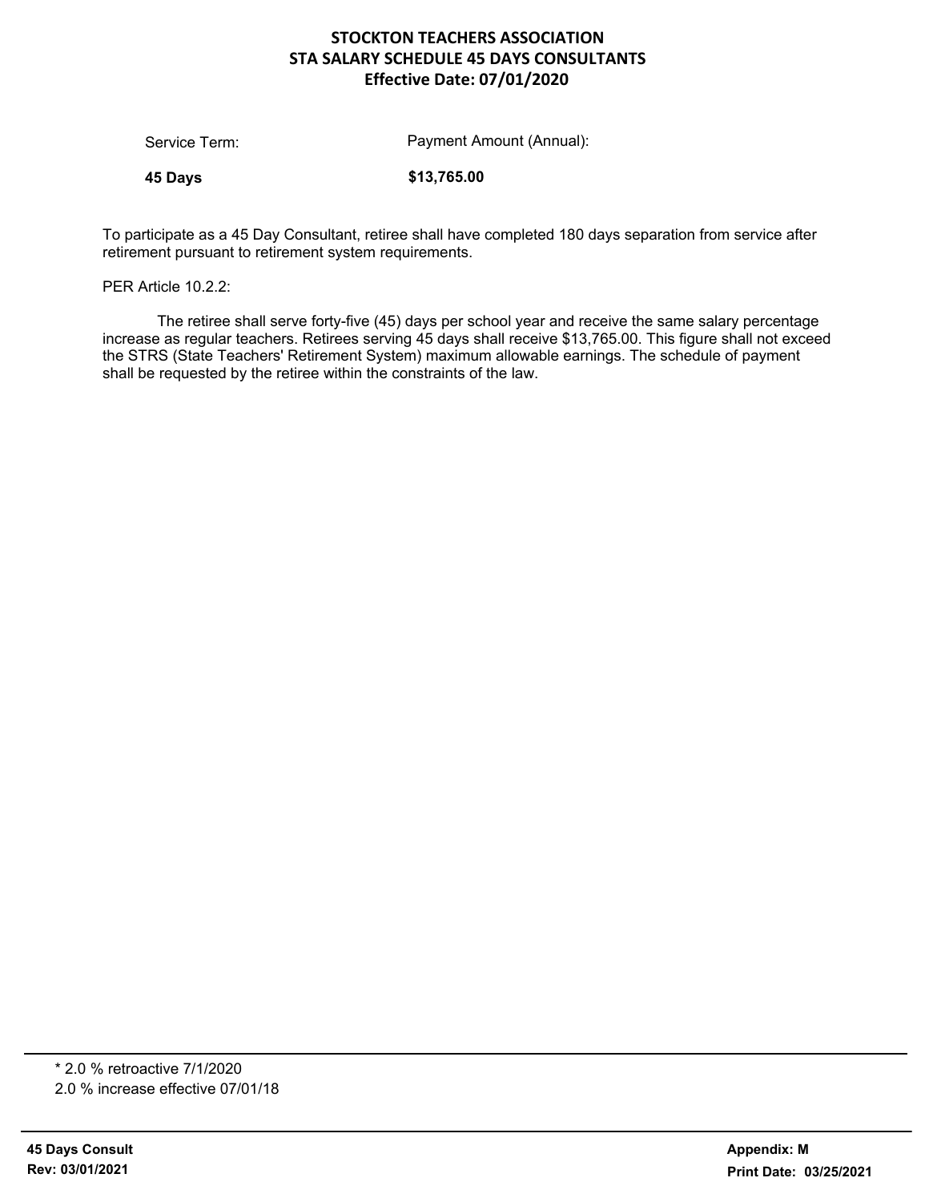# STOCKTON TEACHERS ASSOCIATION
## STA SALARY SCHEDULE 45 DAYS CONSULTANTS
### Effective Date: 07/01/2020

| Service Term: | Payment Amount (Annual): |
|---|---|
| **45 Days** | **$13,765.00** |

To participate as a 45 Day Consultant, retiree shall have completed 180 days separation from service after retirement pursuant to retirement system requirements.

PER Article 10.2.2:

The retiree shall serve forty-five (45) days per school year and receive the same salary percentage increase as regular teachers. Retirees serving 45 days shall receive $13,765.00. This figure shall not exceed the STRS (State Teachers' Retirement System) maximum allowable earnings. The schedule of payment shall be requested by the retiree within the constraints of the law.

---

\* 2.0 % retroactive 7/1/2020

2.0 % increase effective 07/01/18

**45 Days Consult**
**Rev: 03/01/2021**

**Appendix: M**
**Print Date: 03/25/2021**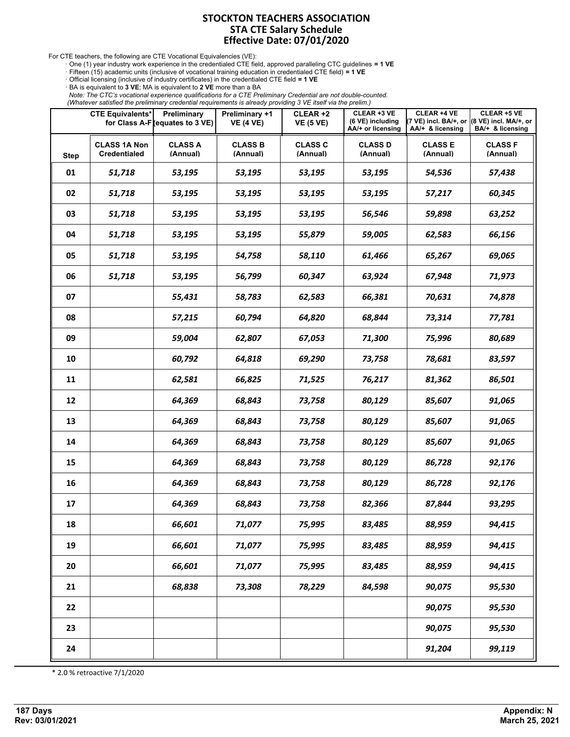# STOCKTON TEACHERS ASSOCIATION
## STA CTE Salary Schedule
## Effective Date: 07/01/2020

For CTE teachers, the following are CTE Vocational Equivalencies (VE):

- One (1) year industry work experience in the credentialed CTE field, approved paralleling CTC guidelines **= 1 VE**
- Fifteen (15) academic units (inclusive of vocational training education in credentialed CTE field) **= 1 VE**
- Official licensing (inclusive of industry certificates) in the credentialed CTE field **= 1 VE**
- BA is equivalent to **3 VE**; MA is equivalent to **2 VE** more than a BA

*Note: The CTC's vocational experience qualifications for a CTE Preliminary Credential are not double-counted. (Whatever satisfied the preliminary credential requirements is already providing 3 VE itself via the prelim.)*

| | CTE Equivalents* for Class A-F | Preliminary (equates to 3 VE) | Preliminary +1 VE (4 VE) | CLEAR +2 VE (5 VE) | CLEAR +3 VE (6 VE) including AA/+ or licensing | CLEAR +4 VE (7 VE) incl. BA/+, or AA/+ & licensing | CLEAR +5 VE (8 VE) incl. MA/+, or BA/+ & licensing |
|---|---|---|---|---|---|---|---|
| **Step** | **CLASS 1A Non Credentialed** | **CLASS A (Annual)** | **CLASS B (Annual)** | **CLASS C (Annual)** | **CLASS D (Annual)** | **CLASS E (Annual)** | **CLASS F (Annual)** |
| 01 | *51,718* | *53,195* | *53,195* | *53,195* | *53,195* | *54,536* | *57,438* |
| 02 | *51,718* | *53,195* | *53,195* | *53,195* | *53,195* | *57,217* | *60,345* |
| 03 | *51,718* | *53,195* | *53,195* | *53,195* | *56,546* | *59,898* | *63,252* |
| 04 | *51,718* | *53,195* | *53,195* | *55,879* | *59,005* | *62,583* | *66,156* |
| 05 | *51,718* | *53,195* | *54,758* | *58,110* | *61,466* | *65,267* | *69,065* |
| 06 | *51,718* | *53,195* | *56,799* | *60,347* | *63,924* | *67,948* | *71,973* |
| 07 | | *55,431* | *58,783* | *62,583* | *66,381* | *70,631* | *74,878* |
| 08 | | *57,215* | *60,794* | *64,820* | *68,844* | *73,314* | *77,781* |
| 09 | | *59,004* | *62,807* | *67,053* | *71,300* | *75,996* | *80,689* |
| 10 | | *60,792* | *64,818* | *69,290* | *73,758* | *78,681* | *83,597* |
| 11 | | *62,581* | *66,825* | *71,525* | *76,217* | *81,362* | *86,501* |
| 12 | | *64,369* | *68,843* | *73,758* | *80,129* | *85,607* | *91,065* |
| 13 | | *64,369* | *68,843* | *73,758* | *80,129* | *85,607* | *91,065* |
| 14 | | *64,369* | *68,843* | *73,758* | *80,129* | *85,607* | *91,065* |
| 15 | | *64,369* | *68,843* | *73,758* | *80,129* | *86,728* | *92,176* |
| 16 | | *64,369* | *68,843* | *73,758* | *80,129* | *86,728* | *92,176* |
| 17 | | *64,369* | *68,843* | *73,758* | *82,366* | *87,844* | *93,295* |
| 18 | | *66,601* | *71,077* | *75,995* | *83,485* | *88,959* | *94,415* |
| 19 | | *66,601* | *71,077* | *75,995* | *83,485* | *88,959* | *94,415* |
| 20 | | *66,601* | *71,077* | *75,995* | *83,485* | *88,959* | *94,415* |
| 21 | | *68,838* | *73,308* | *78,229* | *84,598* | *90,075* | *95,530* |
| 22 | | | | | | *90,075* | *95,530* |
| 23 | | | | | | *90,075* | *95,530* |
| 24 | | | | | | *91,204* | *99,119* |

\* 2.0 % retroactive 7/1/2020

**187 Days**
**Rev: 03/01/2021**

**Appendix: N**
**March 25, 2021**